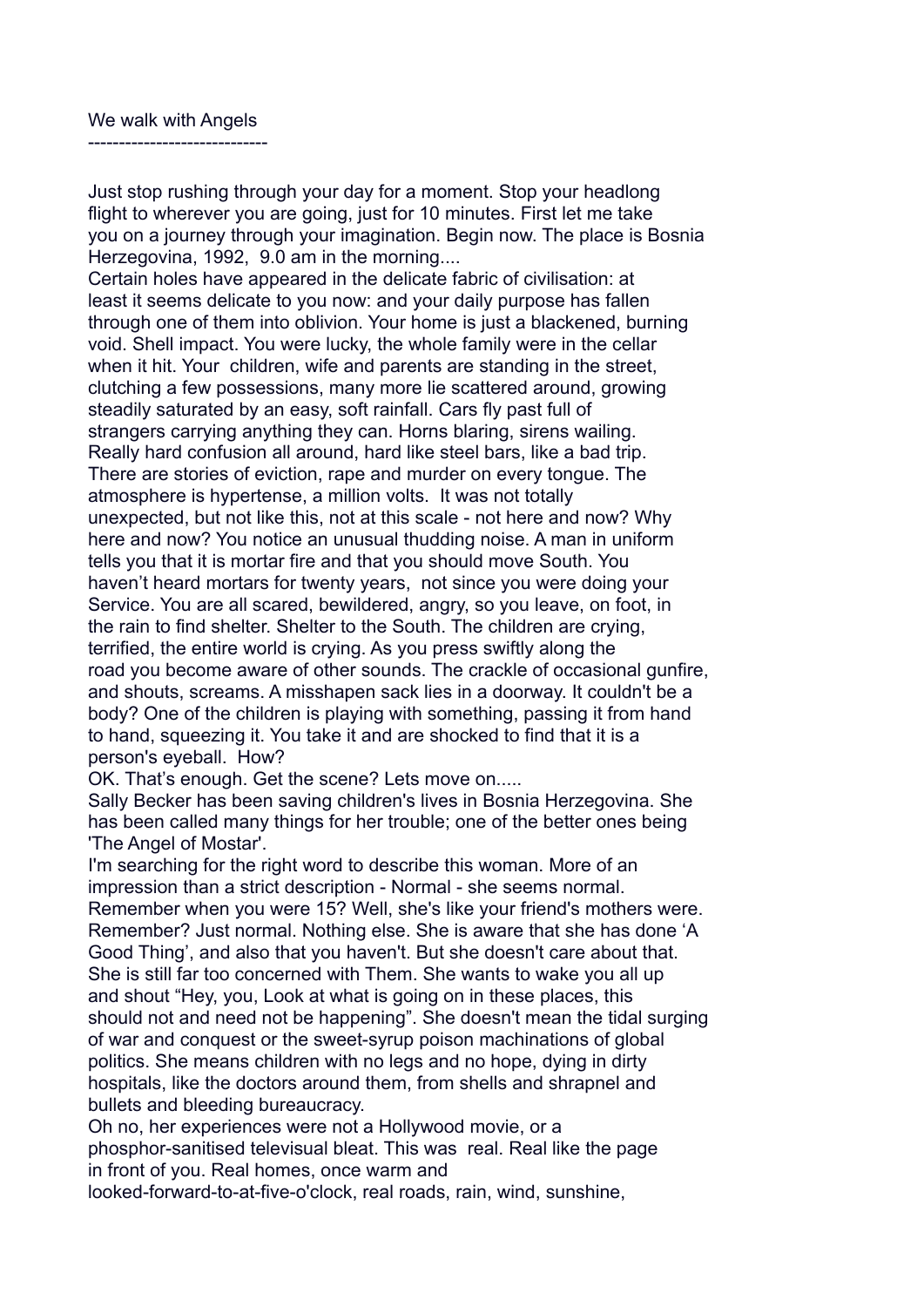# We walk with Angels

Just stop rushing through your day for a moment. Stop your headlong flight to wherever you are going, just for 10 minutes. First let me take you on a journey through your imagination. Begin now. The place is Bosnia Herzegovina, 1992, 9.0 am in the morning....

Certain holes have appeared in the delicate fabric of civilisation: at least it seems delicate to you now: and your daily purpose has fallen through one of them into oblivion. Your home is just a blackened, burning void. Shell impact. You were lucky, the whole family were in the cellar when it hit. Your children, wife and parents are standing in the street, clutching a few possessions, many more lie scattered around, growing steadily saturated by an easy, soft rainfall. Cars fly past full of strangers carrying anything they can. Horns blaring, sirens wailing. Really hard confusion all around, hard like steel bars, like a bad trip. There are stories of eviction, rape and murder on every tongue. The atmosphere is hypertense, a million volts. It was not totally unexpected, but not like this, not at this scale - not here and now? Why here and now? You notice an unusual thudding noise. A man in uniform tells you that it is mortar fire and that you should move South. You haven't heard mortars for twenty years, not since you were doing your Service. You are all scared, bewildered, angry, so you leave, on foot, in the rain to find shelter. Shelter to the South. The children are crying, terrified, the entire world is crying. As you press swiftly along the road you become aware of other sounds. The crackle of occasional gunfire, and shouts, screams. A misshapen sack lies in a doorway. It couldn't be a body? One of the children is playing with something, passing it from hand to hand, squeezing it. You take it and are shocked to find that it is a person's eyeball. How?

OK. That's enough. Get the scene? Lets move on.....

Sally Becker has been saving children's lives in Bosnia Herzegovina. She has been called many things for her trouble; one of the better ones being 'The Angel of Mostar'.

I'm searching for the right word to describe this woman. More of an impression than a strict description - Normal - she seems normal. Remember when you were 15? Well, she's like your friend's mothers were. Remember? Just normal. Nothing else. She is aware that she has done 'A Good Thing', and also that you haven't. But she doesn't care about that. She is still far too concerned with Them. She wants to wake you all up and shout "Hey, you, Look at what is going on in these places, this should not and need not be happening". She doesn't mean the tidal surging of war and conquest or the sweet-syrup poison machinations of global politics. She means children with no legs and no hope, dying in dirty hospitals, like the doctors around them, from shells and shrapnel and bullets and bleeding bureaucracy.

Oh no, her experiences were not a Hollywood movie, or a phosphor-sanitised televisual bleat. This was real. Real like the page in front of you. Real homes, once warm and looked-forward-to-at-five-o'clock, real roads, rain, wind, sunshine,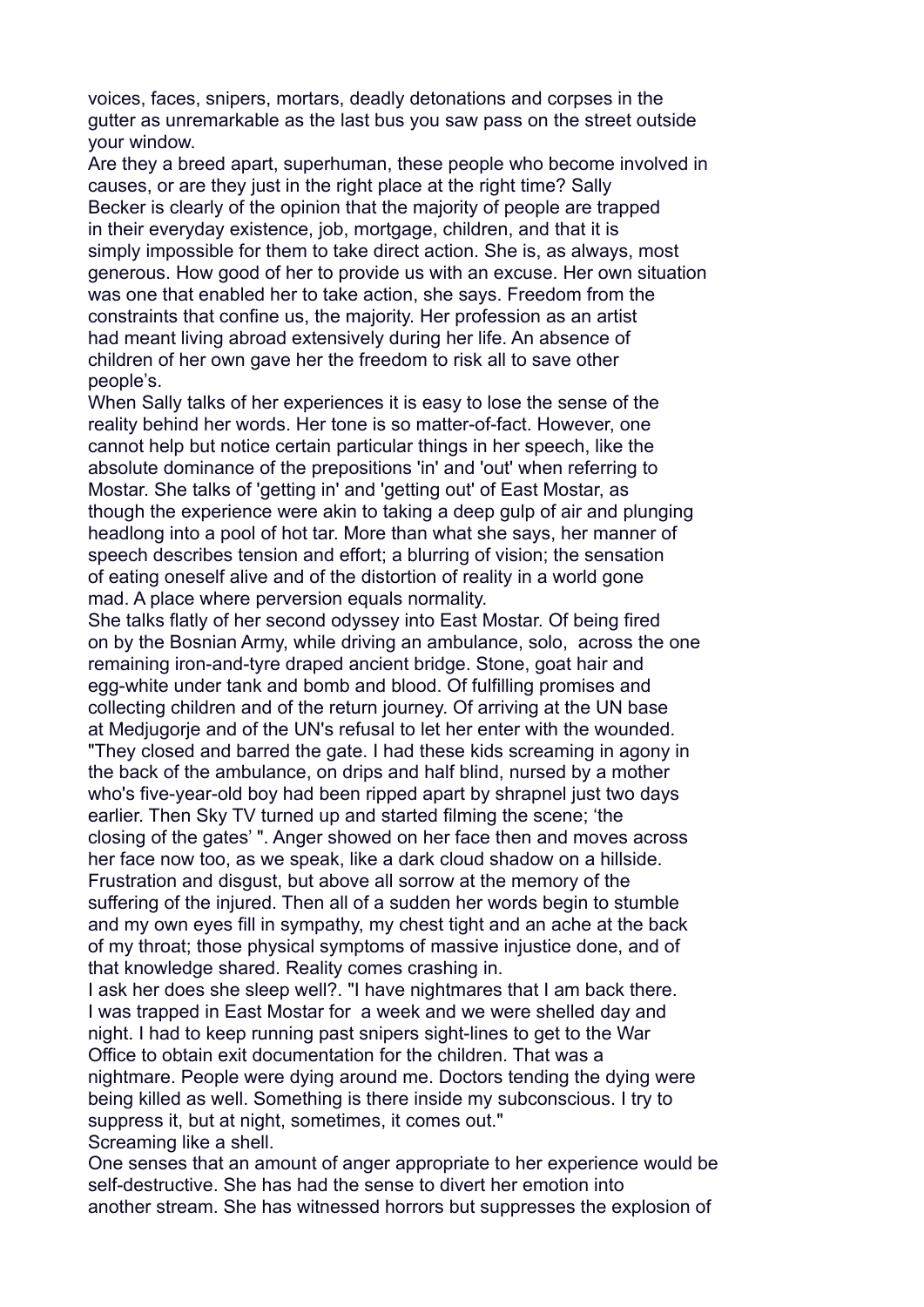voices, faces, snipers, mortars, deadly detonations and corpses in the gutter as unremarkable as the last bus you saw pass on the street outside your window.

Are they a breed apart, superhuman, these people who become involved in causes, or are they just in the right place at the right time? Sally Becker is clearly of the opinion that the majority of people are trapped in their everyday existence, job, mortgage, children, and that it is simply impossible for them to take direct action. She is, as always, most generous. How good of her to provide us with an excuse. Her own situation was one that enabled her to take action, she says. Freedom from the constraints that confine us, the majority. Her profession as an artist had meant living abroad extensively during her life. An absence of children of her own gave her the freedom to risk all to save other people's.

When Sally talks of her experiences it is easy to lose the sense of the reality behind her words. Her tone is so matter-of-fact. However, one cannot help but notice certain particular things in her speech, like the absolute dominance of the prepositions 'in' and 'out' when referring to Mostar. She talks of 'getting in' and 'getting out' of East Mostar, as though the experience were akin to taking a deep gulp of air and plunging headlong into a pool of hot tar. More than what she says, her manner of speech describes tension and effort; a blurring of vision; the sensation of eating oneself alive and of the distortion of reality in a world gone mad. A place where perversion equals normality.

She talks flatly of her second odyssey into East Mostar. Of being fired on by the Bosnian Army, while driving an ambulance, solo, across the one remaining iron-and-tyre draped ancient bridge. Stone, goat hair and egg-white under tank and bomb and blood. Of fulfilling promises and collecting children and of the return journey. Of arriving at the UN base at Medjugorje and of the UN's refusal to let her enter with the wounded. "They closed and barred the gate. I had these kids screaming in agony in the back of the ambulance, on drips and half blind, nursed by a mother who's five-year-old boy had been ripped apart by shrapnel just two days earlier. Then Sky TV turned up and started filming the scene; 'the closing of the gates' ". Anger showed on her face then and moves across her face now too, as we speak, like a dark cloud shadow on a hillside. Frustration and disgust, but above all sorrow at the memory of the suffering of the injured. Then all of a sudden her words begin to stumble and my own eyes fill in sympathy, my chest tight and an ache at the back of my throat; those physical symptoms of massive injustice done, and of that knowledge shared. Reality comes crashing in.

I ask her does she sleep well?. "I have nightmares that I am back there. I was trapped in East Mostar for a week and we were shelled day and night. I had to keep running past snipers sight-lines to get to the War Office to obtain exit documentation for the children. That was a nightmare. People were dying around me. Doctors tending the dying were being killed as well. Something is there inside my subconscious. I try to suppress it, but at night, sometimes, it comes out."

Screaming like a shell.

One senses that an amount of anger appropriate to her experience would be self-destructive. She has had the sense to divert her emotion into another stream. She has witnessed horrors but suppresses the explosion of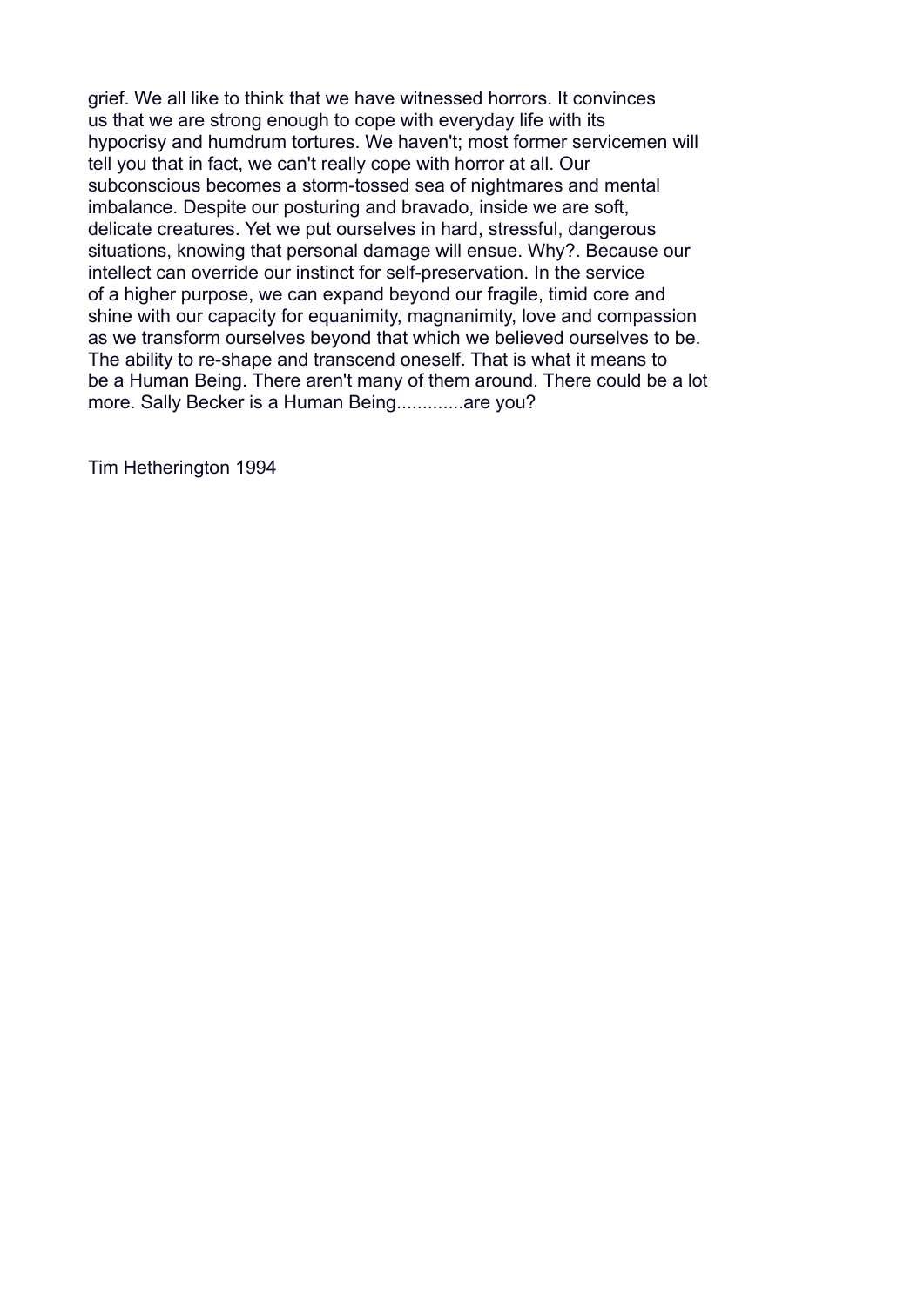grief. We all like to think that we have witnessed horrors. It convinces us that we are strong enough to cope with everyday life with its hypocrisy and humdrum tortures. We haven't; most former servicemen will tell you that in fact, we can't really cope with horror at all. Our subconscious becomes a storm-tossed sea of nightmares and mental imbalance. Despite our posturing and bravado, inside we are soft, delicate creatures. Yet we put ourselves in hard, stressful, dangerous situations, knowing that personal damage will ensue. Why?. Because our intellect can override our instinct for self-preservation. In the service of a higher purpose, we can expand beyond our fragile, timid core and shine with our capacity for equanimity, magnanimity, love and compassion as we transform ourselves beyond that which we believed ourselves to be. The ability to re-shape and transcend oneself. That is what it means to be a Human Being. There aren't many of them around. There could be a lot more. Sally Becker is a Human Being.............are you?

Tim Hetherington 1994